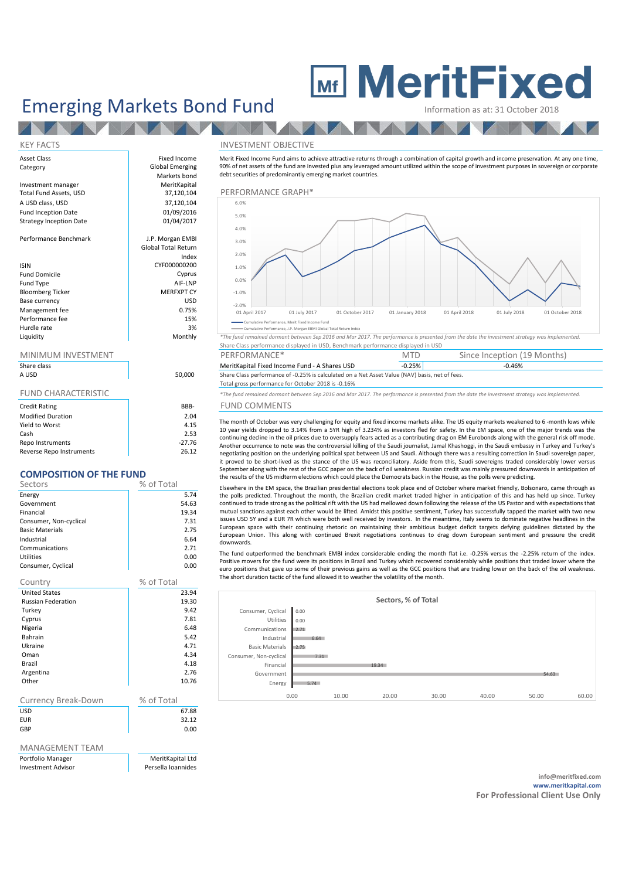# MeritFixed

# Emerging Markets Bond Fund

Information as at: 31 October 2018

## KEY FACTS

| | |
|---|---|
| Asset Class | Fixed Income |
| Category | Global Emerging Markets bond |
| Investment manager | MeritKapital |
| Total Fund Assets, USD | 37,120,104 |
| A USD class, USD | 37,120,104 |
| Fund Inception Date | 01/09/2016 |
| Strategy Inception Date | 01/04/2017 |
| Performance Benchmark | J.P. Morgan EMBI Global Total Return Index |
| ISIN | CYF000000200 |
| Fund Domicile | Cyprus |
| Fund Type | AIF-LNP |
| Bloomberg Ticker | MERFXPT CY |
| Base currency | USD |
| Management fee | 0.75% |
| Performance fee | 15% |
| Hurdle rate | 3% |
| Liquidity | Monthly |

## MINIMUM INVESTMENT

| Share class | |
|---|---|
| A USD | 50,000 |

## FUND CHARACTERISTIC

| | |
|---|---|
| Credit Rating | BBB- |
| Modified Duration | 2.04 |
| Yield to Worst | 4.15 |
| Cash | 2.53 |
| Repo Instruments | -27.76 |
| Reverse Repo Instruments | 26.12 |

## COMPOSITION OF THE FUND

| Sectors | % of Total |
|---|---|
| Energy | 5.74 |
| Government | 54.63 |
| Financial | 19.34 |
| Consumer, Non-cyclical | 7.31 |
| Basic Materials | 2.75 |
| Industrial | 6.64 |
| Communications | 2.71 |
| Utilities | 0.00 |
| Consumer, Cyclical | 0.00 |

| Country | % of Total |
|---|---|
| United States | 23.94 |
| Russian Federation | 19.30 |
| Turkey | 9.42 |
| Cyprus | 7.81 |
| Nigeria | 6.48 |
| Bahrain | 5.42 |
| Ukraine | 4.71 |
| Oman | 4.34 |
| Brazil | 4.18 |
| Argentina | 2.76 |
| Other | 10.76 |

| Currency Break-Down | % of Total |
|---|---|
| USD | 67.88 |
| EUR | 32.12 |
| GBP | 0.00 |

## MANAGEMENT TEAM

| | |
|---|---|
| Portfolio Manager | MeritKapital Ltd |
| Investment Advisor | Persella Ioannides |

## INVESTMENT OBJECTIVE

Merit Fixed Income Fund aims to achieve attractive returns through a combination of capital growth and income preservation. At any one time, 90% of net assets of the fund are invested plus any leveraged amount utilized within the scope of investment purposes in sovereign or corporate debt securities of predominantly emerging market countries.

## PERFORMANCE GRAPH*

Legend: Cumulative Performance, Merit Fixed Income Fund; Cumulative Performance, J.P. Morgan EMBI Global Total Return Index

*The fund remained dormant between Sep 2016 and Mar 2017. The performance is presented from the date the investment strategy was implemented.*

Share Class performance displayed in USD, Benchmark performance displayed in USD

| PERFORMANCE* | MTD | Since Inception (19 Months) |
|---|---|---|
| MeritKapital Fixed Income Fund - A Shares USD | -0.25% | -0.46% |

Share Class performance of -0.25% is calculated on a Net Asset Value (NAV) basis, net of fees.

Total gross performance for October 2018 is -0.16%

*The fund remained dormant between Sep 2016 and Mar 2017. The performance is presented from the date the investment strategy was implemented.*

## FUND COMMENTS

The month of October was very challenging for equity and fixed income markets alike. The US equity markets weakened to 6 -month lows while 10 year yields dropped to 3.14% from a 5YR high of 3.234% as investors fled for safety. In the EM space, one of the major trends was the continuing decline in the oil prices due to oversupply fears acted as a contributing drag on EM Eurobonds along with the general risk off mode. Another occurrence to note was the controversial killing of the Saudi journalist, Jamal Khashoggi, in the Saudi embassy in Turkey and Turkey's negotiating position on the underlying political spat between US and Saudi. Although there was a resulting correction in Saudi sovereign paper, it proved to be short-lived as the stance of the US was reconciliatory. Aside from this, Saudi sovereigns traded considerably lower versus September along with the rest of the GCC paper on the back of oil weakness. Russian credit was mainly pressured downwards in anticipation of the results of the US midterm elections which could place the Democrats back in the House, as the polls were predicting.

Elsewhere in the EM space, the Brazilian presidential elections took place end of October where market friendly, Bolsonaro, came through as the polls predicted. Throughout the month, the Brazilian credit market traded higher in anticipation of this and has held up since. Turkey continued to trade strong as the political rift with the US had mellowed down following the release of the US Pastor and with expectations that mutual sanctions against each other would be lifted. Amidst this positive sentiment, Turkey has successfully tapped the market with two new issues USD 5Y and a EUR 7R which were both well received by investors. In the meantime, Italy seems to dominate negative headlines in the European space with their continuing rhetoric on maintaining their ambitious budget deficit targets defying guidelines dictated by the European Union. This along with continued Brexit negotiations continues to drag down European sentiment and pressure the credit downwards.

The fund outperformed the benchmark EMBI index considerable ending the month flat i.e. -0.25% versus the -2.25% return of the index. Positive movers for the fund were its positions in Brazil and Turkey which recovered considerably while positions that traded lower where the euro positions that gave up some of their previous gains as well as the GCC positions that are trading lower on the back of the oil weakness. The short duration tactic of the fund allowed it to weather the volatility of the month.

info@meritfixed.com
www.meritkapital.com
**For Professional Client Use Only**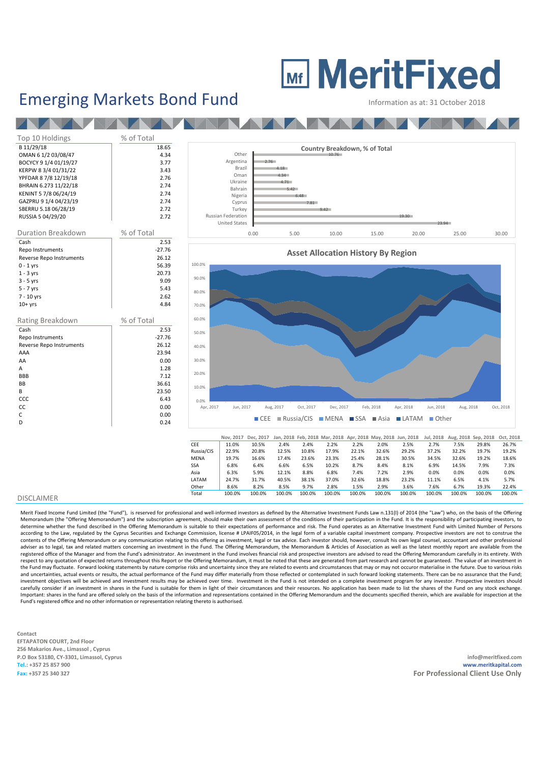# Emerging Markets Bond Fund

Information as at: 31 October 2018

MeritFixed

| Top 10 Holdings | % of Total |
|---|---|
| B 11/29/18 | 18.65 |
| OMAN 6 1/2 03/08/47 | 4.34 |
| BOCYCY 9 1/4 01/19/27 | 3.77 |
| KERPW 8 3/4 01/31/22 | 3.43 |
| YPFDAR 8 7/8 12/19/18 | 2.76 |
| BHRAIN 6.273 11/22/18 | 2.74 |
| KENINT 5 7/8 06/24/19 | 2.74 |
| GAZPRU 9 1/4 04/23/19 | 2.74 |
| SBERRU 5.18 06/28/19 | 2.72 |
| RUSSIA 5 04/29/20 | 2.72 |

| Duration Breakdown | % of Total |
|---|---|
| Cash | 2.53 |
| Repo Instruments | -27.76 |
| Reverse Repo Instruments | 26.12 |
| 0 - 1 yrs | 56.39 |
| 1 - 3 yrs | 20.73 |
| 3 - 5 yrs | 9.09 |
| 5 - 7 yrs | 5.43 |
| 7 - 10 yrs | 2.62 |
| 10+ yrs | 4.84 |

| Rating Breakdown | % of Total |
|---|---|
| Cash | 2.53 |
| Repo Instruments | -27.76 |
| Reverse Repo Instruments | 26.12 |
| AAA | 23.94 |
| AA | 0.00 |
| A | 1.28 |
| BBB | 7.12 |
| BB | 36.61 |
| B | 23.50 |
| CCC | 6.43 |
| CC | 0.00 |
| C | 0.00 |
| D | 0.24 |

Country Breakdown, % of Total

Other 10.76
Argentina 2.76
Brazil 4.18
Oman 4.34
Ukraine 4.71
Bahrain 5.42
Nigeria 6.48
Cyprus 7.81
Turkey 9.42
Russian Federation 19.30
United States 23.94

0.00 5.00 10.00 15.00 20.00 25.00 30.00

Asset Allocation History By Region

100.0% 90.0% 80.0% 70.0% 60.0% 50.0% 40.0% 30.0% 20.0% 10.0% 0.0%

Apr, 2017 Jun, 2017 Aug, 2017 Oct, 2017 Dec, 2017 Feb, 2018 Apr, 2018 Jun, 2018 Aug, 2018 Oct, 2018

CEE Russia/CIS MENA SSA Asia LATAM Other

| | Nov, 2017 | Dec, 2017 | Jan, 2018 | Feb, 2018 | Mar, 2018 | Apr, 2018 | May, 2018 | Jun, 2018 | Jul, 2018 | Aug, 2018 | Sep, 2018 | Oct, 2018 |
|---|---|---|---|---|---|---|---|---|---|---|---|---|
| CEE | 11.0% | 10.5% | 2.4% | 2.4% | 2.2% | 2.2% | 2.0% | 2.5% | 2.7% | 7.5% | 29.8% | 26.7% |
| Russia/CIS | 22.9% | 20.8% | 12.5% | 10.8% | 17.9% | 22.1% | 32.6% | 29.2% | 37.2% | 32.2% | 19.7% | 19.2% |
| MENA | 19.7% | 16.6% | 17.4% | 23.6% | 23.3% | 25.4% | 28.1% | 30.5% | 34.5% | 32.6% | 19.2% | 18.6% |
| SSA | 6.8% | 6.4% | 6.6% | 6.5% | 10.2% | 8.7% | 8.4% | 8.1% | 6.9% | 14.5% | 7.9% | 7.3% |
| Asia | 6.3% | 5.9% | 12.1% | 8.8% | 6.8% | 7.4% | 7.2% | 2.9% | 0.0% | 0.0% | 0.0% | 0.0% |
| LATAM | 24.7% | 31.7% | 40.5% | 38.1% | 37.0% | 32.6% | 18.8% | 23.2% | 11.1% | 6.5% | 4.1% | 5.7% |
| Other | 8.6% | 8.2% | 8.5% | 9.7% | 2.8% | 1.5% | 2.9% | 3.6% | 7.6% | 6.7% | 19.3% | 22.4% |
| Total | 100.0% | 100.0% | 100.0% | 100.0% | 100.0% | 100.0% | 100.0% | 100.0% | 100.0% | 100.0% | 100.0% | 100.0% |

## DISCLAIMER

Merit Fixed Income Fund Limited (the "Fund"), is reserved for professional and well-informed investors as defined by the Alternative Investment Funds Law n.131(I) of 2014 (the "Law") who, on the basis of the Offering Memorandum (the "Offering Memorandum") and the subscription agreement, should make their own assessment of the conditions of their participation in the Fund. It is the responsibility of participating investors, to determine whether the fund described in the Offering Memorandum is suitable to their expectations of performance and risk. The Fund operates as an Alternative Investment Fund with Limited Number of Persons according to the Law, regulated by the Cyprus Securities and Exchange Commission, license # LPAIF05/2014, in the legal form of a variable capital investment company. Prospective investors are not to construe the contents of the Offering Memorandum or any communication relating to this offering as investment, legal or tax advice. Each investor should, however, consult his own legal counsel, accountant and other professional adviser as to legal, tax and related matters concerning an investment in the Fund. The Offering Memorandum, the Memorandum & Articles of Association as well as the latest monthly report are available from the registered office of the Manager and from the Fund's administrator. An investment in the Fund involves financial risk and prospective investors are advised to read the Offering Memorandum carefully in its entirety. With respect to any quotation of expected returns throughout this Report or the Offering Memorandum, it must be noted that these are generated from part research and cannot be guaranteed. The value of an investment in the Fund may fluctuate. Forward looking statements by nature comprise risks and uncertainty since they are related to events and circumstances that may or may not occuror materialise in the future. Due to various risks and uncertainties, actual events or results, the actual performance of the Fund may differ materially from those reflected or contemplated in such forward looking statements. There can be no assurance that the Fund; investment objectives will be achieved and investment results may be achieved over time. Investment in the Fund is not intended on a complete investment program for any investor. Prospective investors should carefully consider if an investment in shares in the Fund is suitable for them in light of their circumstances and their resources. No application has been made to list the shares of the Fund on any stock exchange. Important: shares in the fund are offered solely on the basis of the information and representations contained in the Offering Memorandum and the documents specified therein, which are available for inspection at the Fund's registered office and no other information or representation relating thereto is authorised.

**Contact**
**EFTAPATON COURT, 2nd Floor**
**256 Makarios Ave., Limassol , Cyprus**
**P.O Box 53180, CY-3301, Limassol, Cyprus**
**Tel.: +357 25 857 900**
**Fax: +357 25 340 327**

**info@meritfixed.com**
**www.meritkapital.com**
**For Professional Client Use Only**